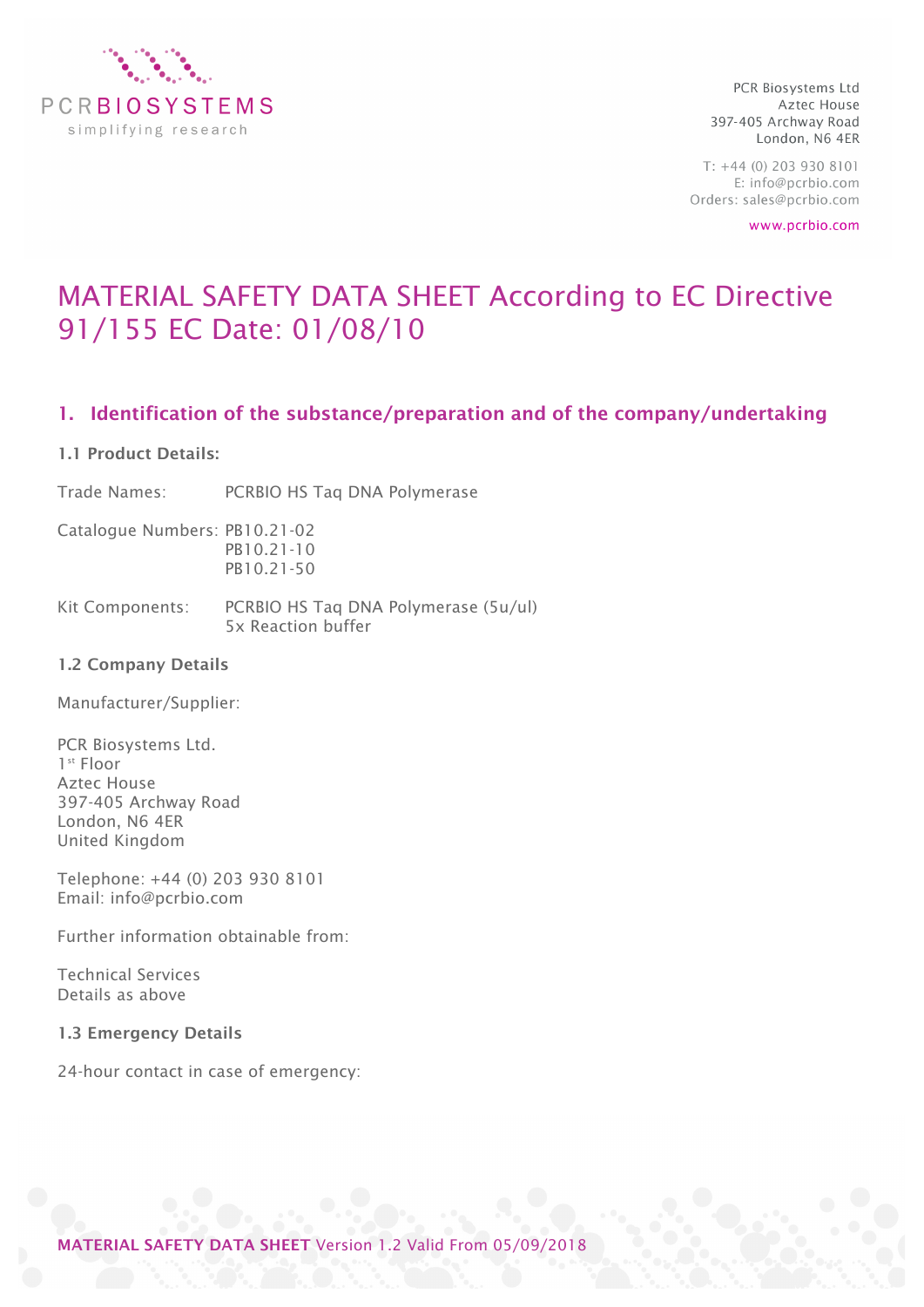PCR Biosystems Ltd
Aztec House
397-405 Archway Road
London, N6 4ER

T: +44 (0) 203 930 8101
E: info@pcrbio.com
Orders: sales@pcrbio.com

www.pcrbio.com

# MATERIAL SAFETY DATA SHEET According to EC Directive 91/155 EC Date: 01/08/10

## 1. Identification of the substance/preparation and of the company/undertaking

### 1.1 Product Details:

Trade Names: PCRBIO HS Taq DNA Polymerase

Catalogue Numbers: PB10.21-02
PB10.21-10
PB10.21-50

Kit Components: PCRBIO HS Taq DNA Polymerase (5u/ul)
5x Reaction buffer

### 1.2 Company Details

Manufacturer/Supplier:

PCR Biosystems Ltd.
1st Floor
Aztec House
397-405 Archway Road
London, N6 4ER
United Kingdom

Telephone: +44 (0) 203 930 8101
Email: info@pcrbio.com

Further information obtainable from:

Technical Services
Details as above

### 1.3 Emergency Details

24-hour contact in case of emergency: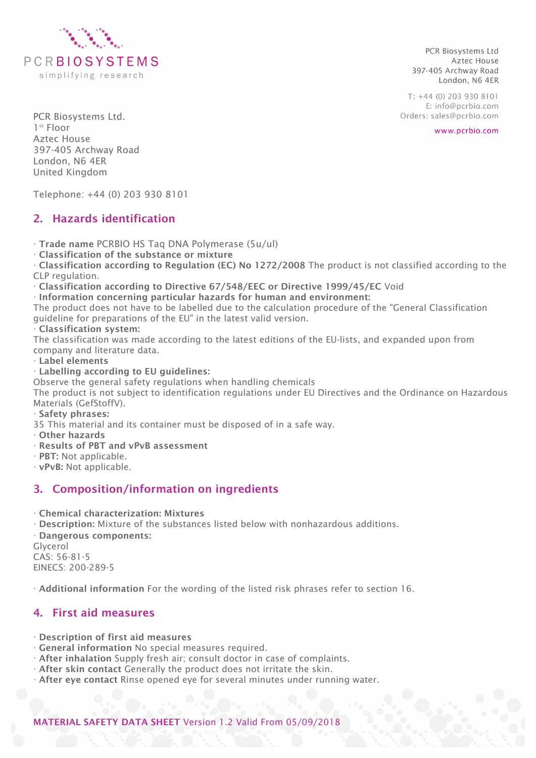PCR Biosystems Ltd.
1st Floor
Aztec House
397-405 Archway Road
London, N6 4ER
United Kingdom

Telephone: +44 (0) 203 930 8101

## 2. Hazards identification

· **Trade name** PCRBIO HS Taq DNA Polymerase (5u/ul)
· **Classification of the substance or mixture**
· **Classification according to Regulation (EC) No 1272/2008** The product is not classified according to the CLP regulation.
· **Classification according to Directive 67/548/EEC or Directive 1999/45/EC** Void
· **Information concerning particular hazards for human and environment:**
The product does not have to be labelled due to the calculation procedure of the "General Classification guideline for preparations of the EU" in the latest valid version.
· **Classification system:**
The classification was made according to the latest editions of the EU-lists, and expanded upon from company and literature data.
· **Label elements**
· **Labelling according to EU guidelines:**
Observe the general safety regulations when handling chemicals
The product is not subject to identification regulations under EU Directives and the Ordinance on Hazardous Materials (GefStoffV).
· **Safety phrases:**
35 This material and its container must be disposed of in a safe way.
· **Other hazards**
· **Results of PBT and vPvB assessment**
· **PBT:** Not applicable.
· **vPvB:** Not applicable.

## 3. Composition/information on ingredients

· **Chemical characterization: Mixtures**
· **Description:** Mixture of the substances listed below with nonhazardous additions.
· **Dangerous components:**
Glycerol
CAS: 56-81-5
EINECS: 200-289-5

· **Additional information** For the wording of the listed risk phrases refer to section 16.

## 4. First aid measures

· **Description of first aid measures**
· **General information** No special measures required.
· **After inhalation** Supply fresh air; consult doctor in case of complaints.
· **After skin contact** Generally the product does not irritate the skin.
· **After eye contact** Rinse opened eye for several minutes under running water.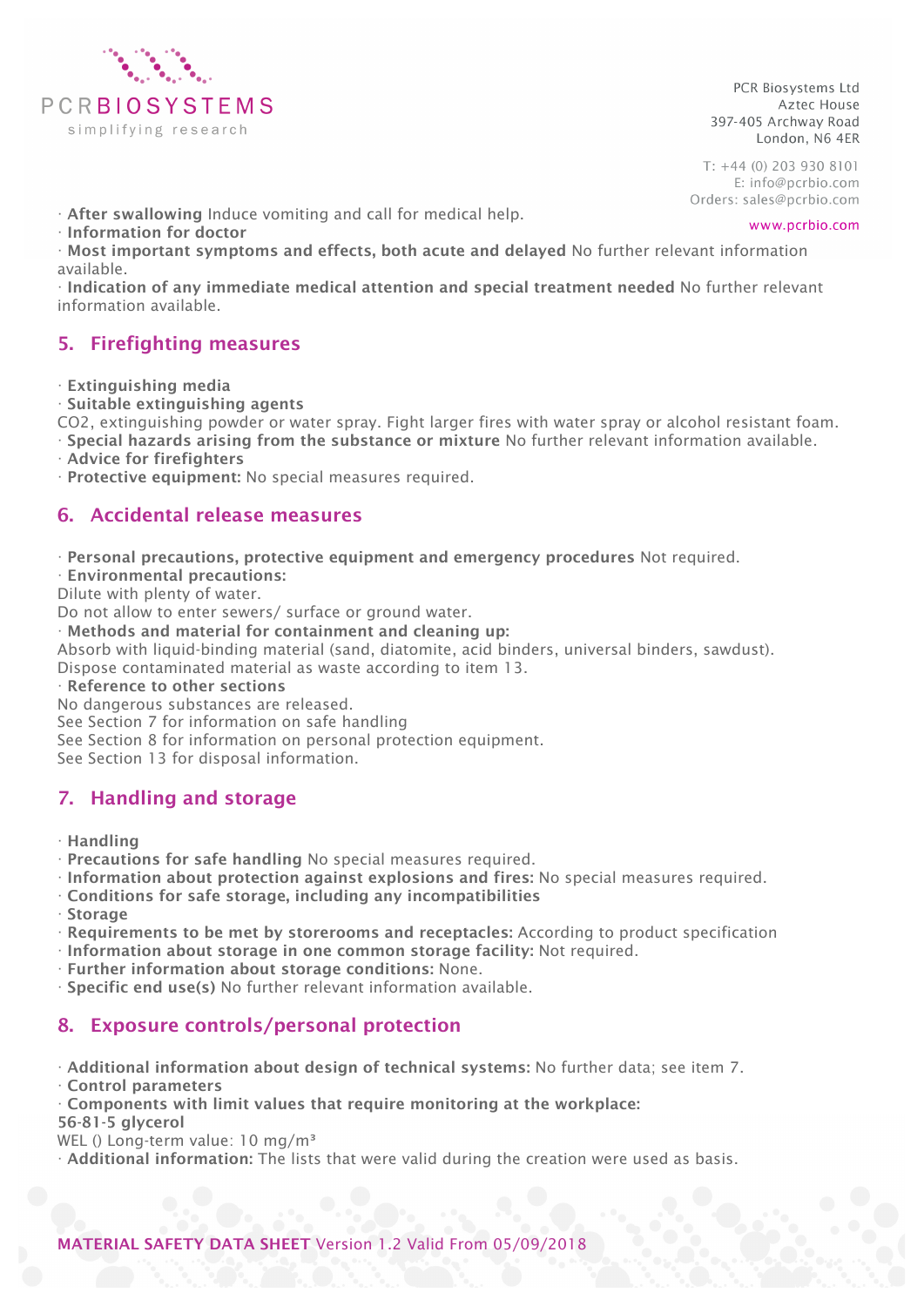· **After swallowing** Induce vomiting and call for medical help.
· **Information for doctor**
· **Most important symptoms and effects, both acute and delayed** No further relevant information available.
· **Indication of any immediate medical attention and special treatment needed** No further relevant information available.

## 5. Firefighting measures

· **Extinguishing media**
· **Suitable extinguishing agents**
$CO_2$, extinguishing powder or water spray. Fight larger fires with water spray or alcohol resistant foam.
· **Special hazards arising from the substance or mixture** No further relevant information available.
· **Advice for firefighters**
· **Protective equipment:** No special measures required.

## 6. Accidental release measures

· **Personal precautions, protective equipment and emergency procedures** Not required.
· **Environmental precautions:**
Dilute with plenty of water.
Do not allow to enter sewers/ surface or ground water.
· **Methods and material for containment and cleaning up:**
Absorb with liquid-binding material (sand, diatomite, acid binders, universal binders, sawdust).
Dispose contaminated material as waste according to item 13.
· **Reference to other sections**
No dangerous substances are released.
See Section 7 for information on safe handling
See Section 8 for information on personal protection equipment.
See Section 13 for disposal information.

## 7. Handling and storage

· **Handling**
· **Precautions for safe handling** No special measures required.
· **Information about protection against explosions and fires:** No special measures required.
· **Conditions for safe storage, including any incompatibilities**
· **Storage**
· **Requirements to be met by storerooms and receptacles:** According to product specification
· **Information about storage in one common storage facility:** Not required.
· **Further information about storage conditions:** None.
· **Specific end use(s)** No further relevant information available.

## 8. Exposure controls/personal protection

· **Additional information about design of technical systems:** No further data; see item 7.
· **Control parameters**
· **Components with limit values that require monitoring at the workplace:**
**56-81-5 glycerol**
WEL () Long-term value: 10 mg/m³
· **Additional information:** The lists that were valid during the creation were used as basis.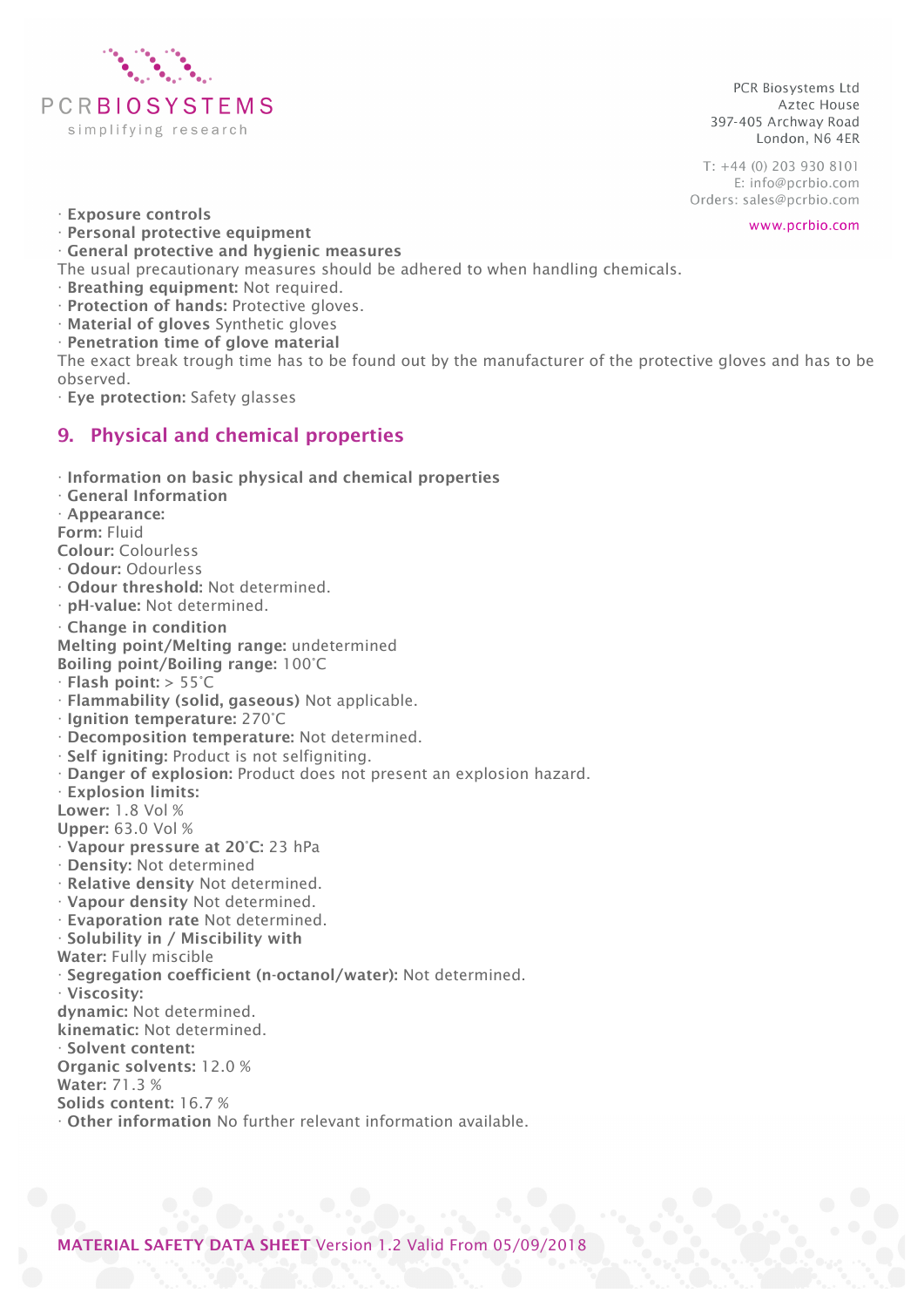· **Exposure controls**
· **Personal protective equipment**
· **General protective and hygienic measures**
The usual precautionary measures should be adhered to when handling chemicals.
· **Breathing equipment:** Not required.
· **Protection of hands:** Protective gloves.
· **Material of gloves** Synthetic gloves
· **Penetration time of glove material**
The exact break trough time has to be found out by the manufacturer of the protective gloves and has to be observed.
· **Eye protection:** Safety glasses

## 9. Physical and chemical properties

· **Information on basic physical and chemical properties**
· **General Information**
· **Appearance:**
**Form:** Fluid
**Colour:** Colourless
· **Odour:** Odourless
· **Odour threshold:** Not determined.
· **pH-value:** Not determined.
· **Change in condition**
**Melting point/Melting range:** undetermined
**Boiling point/Boiling range:** 100°C
· **Flash point:** > 55°C
· **Flammability (solid, gaseous)** Not applicable.
· **Ignition temperature:** 270°C
· **Decomposition temperature:** Not determined.
· **Self igniting:** Product is not selfigniting.
· **Danger of explosion:** Product does not present an explosion hazard.
· **Explosion limits:**
**Lower:** 1.8 Vol %
**Upper:** 63.0 Vol %
· **Vapour pressure at 20°C:** 23 hPa
· **Density:** Not determined
· **Relative density** Not determined.
· **Vapour density** Not determined.
· **Evaporation rate** Not determined.
· **Solubility in / Miscibility with**
**Water:** Fully miscible
· **Segregation coefficient (n-octanol/water):** Not determined.
· **Viscosity:**
**dynamic:** Not determined.
**kinematic:** Not determined.
· **Solvent content:**
**Organic solvents:** 12.0 %
**Water:** 71.3 %
**Solids content:** 16.7 %
· **Other information** No further relevant information available.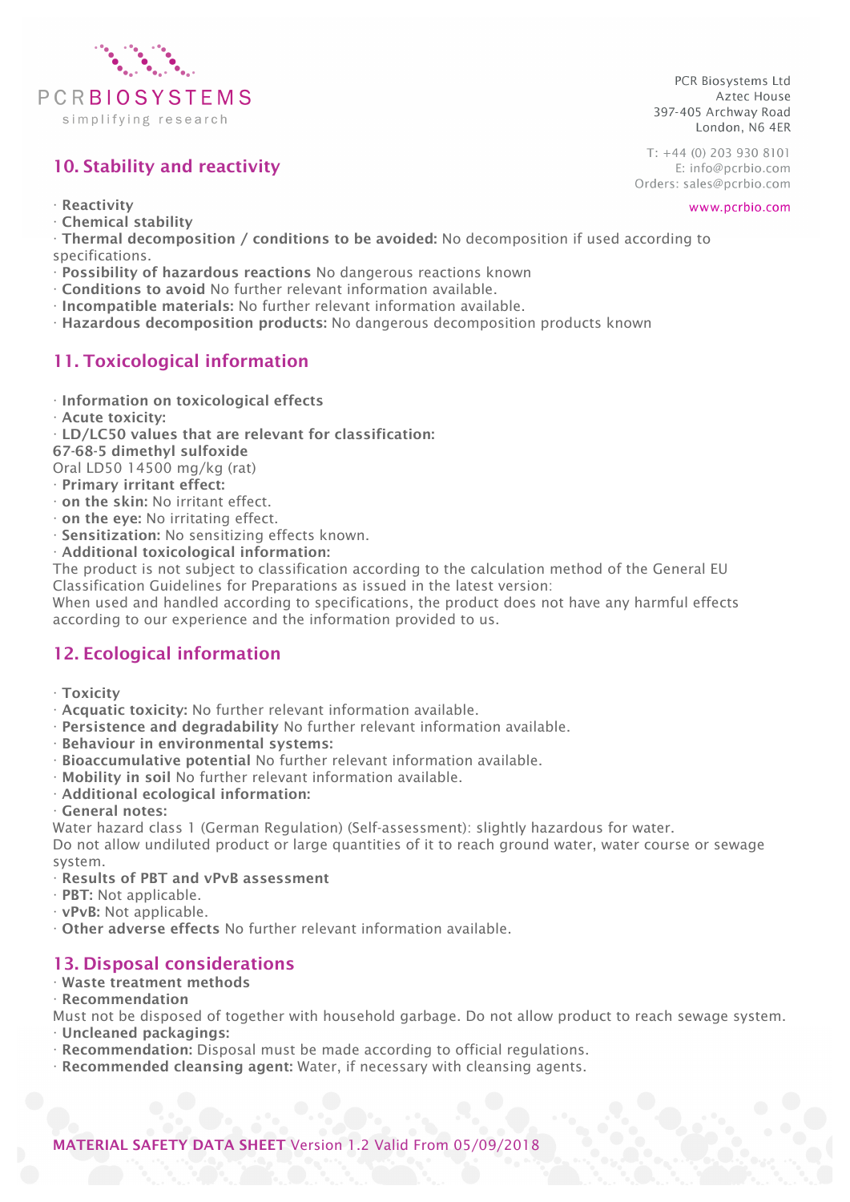## 10. Stability and reactivity

· **Reactivity**
· **Chemical stability**
· **Thermal decomposition / conditions to be avoided:** No decomposition if used according to specifications.
· **Possibility of hazardous reactions** No dangerous reactions known
· **Conditions to avoid** No further relevant information available.
· **Incompatible materials:** No further relevant information available.
· **Hazardous decomposition products:** No dangerous decomposition products known

## 11. Toxicological information

· **Information on toxicological effects**
· **Acute toxicity:**
· **LD/LC50 values that are relevant for classification:**
**67-68-5 dimethyl sulfoxide**
Oral LD50 14500 mg/kg (rat)
· **Primary irritant effect:**
· **on the skin:** No irritant effect.
· **on the eye:** No irritating effect.
· **Sensitization:** No sensitizing effects known.
· **Additional toxicological information:**
The product is not subject to classification according to the calculation method of the General EU Classification Guidelines for Preparations as issued in the latest version:
When used and handled according to specifications, the product does not have any harmful effects according to our experience and the information provided to us.

## 12. Ecological information

· **Toxicity**
· **Acquatic toxicity:** No further relevant information available.
· **Persistence and degradability** No further relevant information available.
· **Behaviour in environmental systems:**
· **Bioaccumulative potential** No further relevant information available.
· **Mobility in soil** No further relevant information available.
· **Additional ecological information:**
· **General notes:**
Water hazard class 1 (German Regulation) (Self-assessment): slightly hazardous for water.
Do not allow undiluted product or large quantities of it to reach ground water, water course or sewage system.
· **Results of PBT and vPvB assessment**
· **PBT:** Not applicable.
· **vPvB:** Not applicable.
· **Other adverse effects** No further relevant information available.

## 13. Disposal considerations

· **Waste treatment methods**
· **Recommendation**
Must not be disposed of together with household garbage. Do not allow product to reach sewage system.
· **Uncleaned packagings:**
· **Recommendation:** Disposal must be made according to official regulations.
· **Recommended cleansing agent:** Water, if necessary with cleansing agents.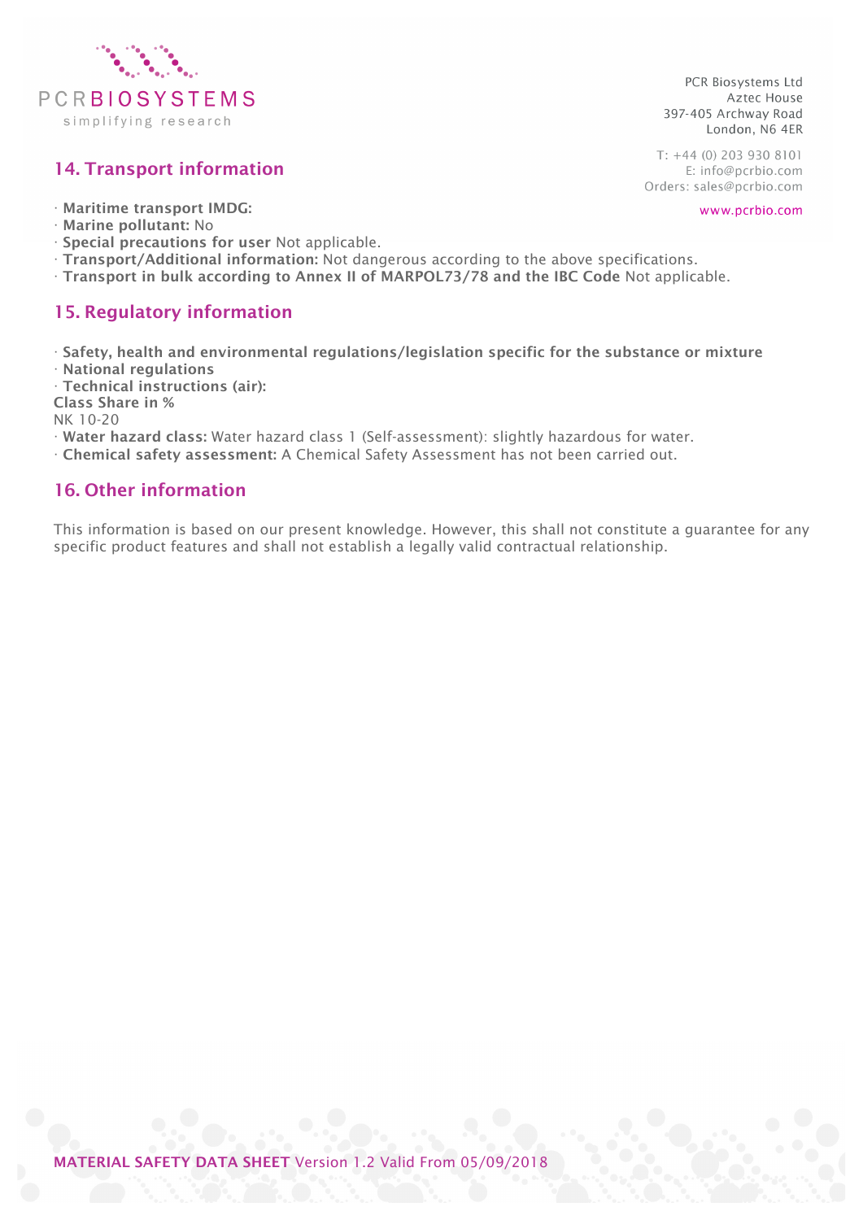## 14. Transport information

· **Maritime transport IMDG:**
· **Marine pollutant:** No
· **Special precautions for user** Not applicable.
· **Transport/Additional information:** Not dangerous according to the above specifications.
· **Transport in bulk according to Annex II of MARPOL73/78 and the IBC Code** Not applicable.

## 15. Regulatory information

· **Safety, health and environmental regulations/legislation specific for the substance or mixture**
· **National regulations**
· **Technical instructions (air):**
**Class Share in %**
NK 10-20
· **Water hazard class:** Water hazard class 1 (Self-assessment): slightly hazardous for water.
· **Chemical safety assessment:** A Chemical Safety Assessment has not been carried out.

## 16. Other information

This information is based on our present knowledge. However, this shall not constitute a guarantee for any specific product features and shall not establish a legally valid contractual relationship.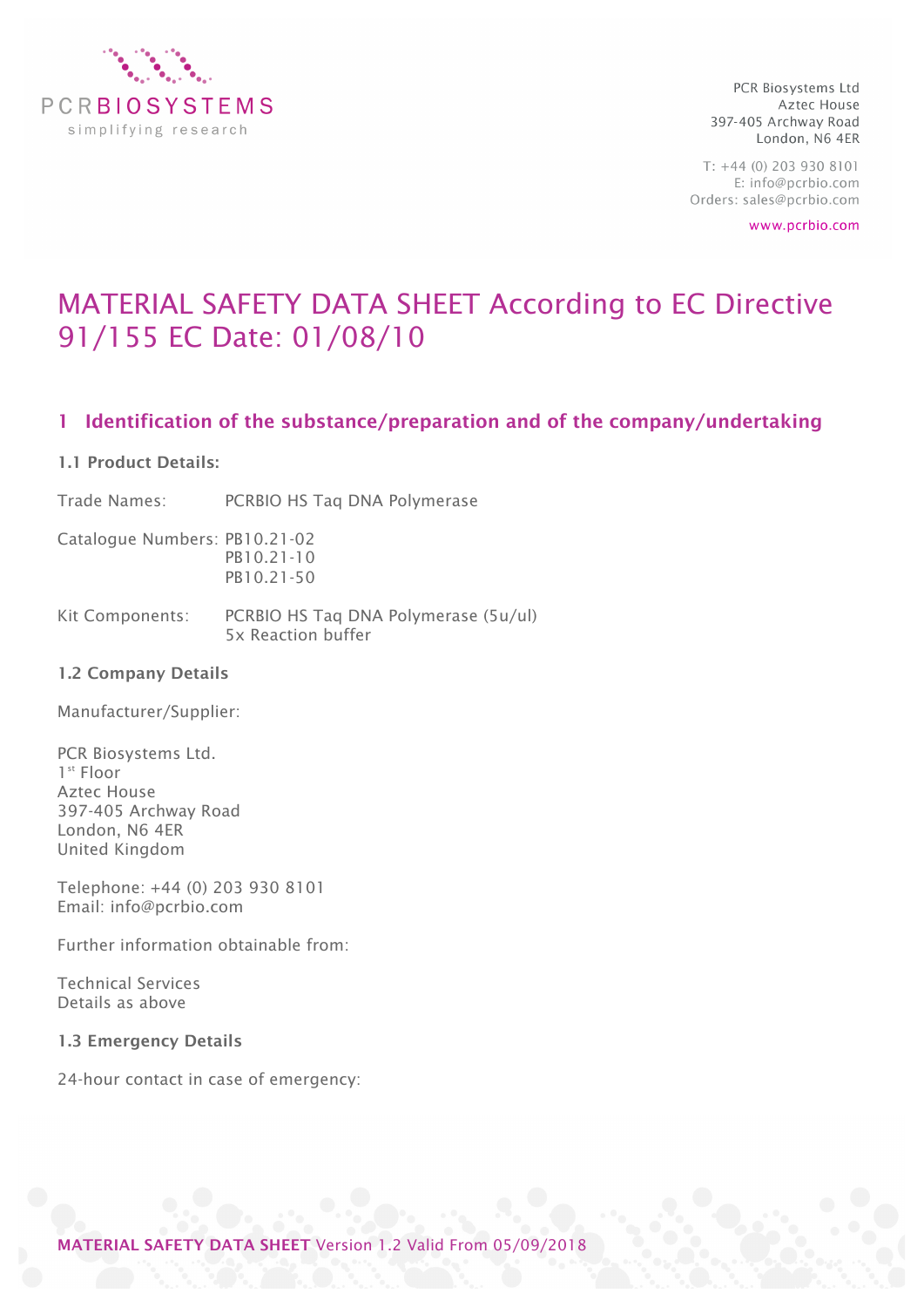# MATERIAL SAFETY DATA SHEET According to EC Directive 91/155 EC Date: 01/08/10

## 1 Identification of the substance/preparation and of the company/undertaking

### 1.1 Product Details:

Trade Names: PCRBIO HS Taq DNA Polymerase

Catalogue Numbers: PB10.21-02
PB10.21-10
PB10.21-50

Kit Components: PCRBIO HS Taq DNA Polymerase (5u/ul)
5x Reaction buffer

### 1.2 Company Details

Manufacturer/Supplier:

PCR Biosystems Ltd.
1st Floor
Aztec House
397-405 Archway Road
London, N6 4ER
United Kingdom

Telephone: +44 (0) 203 930 8101
Email: info@pcrbio.com

Further information obtainable from:

Technical Services
Details as above

### 1.3 Emergency Details

24-hour contact in case of emergency: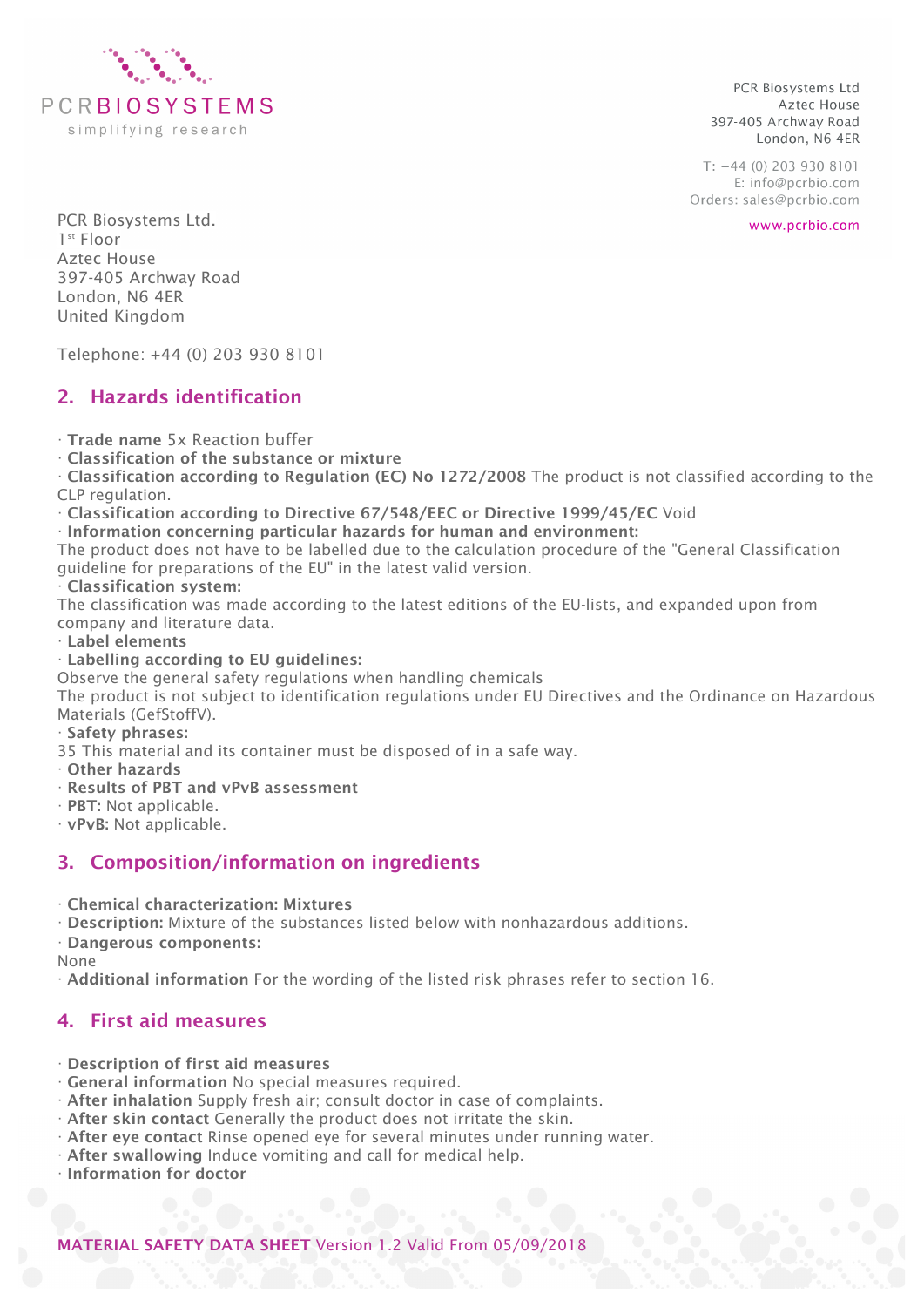PCR Biosystems Ltd.
1st Floor
Aztec House
397-405 Archway Road
London, N6 4ER
United Kingdom

Telephone: +44 (0) 203 930 8101

## 2. Hazards identification

· **Trade name** 5x Reaction buffer
· **Classification of the substance or mixture**
· **Classification according to Regulation (EC) No 1272/2008** The product is not classified according to the CLP regulation.
· **Classification according to Directive 67/548/EEC or Directive 1999/45/EC** Void
· **Information concerning particular hazards for human and environment:**
The product does not have to be labelled due to the calculation procedure of the "General Classification guideline for preparations of the EU" in the latest valid version.
· **Classification system:**
The classification was made according to the latest editions of the EU-lists, and expanded upon from company and literature data.
· **Label elements**
· **Labelling according to EU guidelines:**
Observe the general safety regulations when handling chemicals
The product is not subject to identification regulations under EU Directives and the Ordinance on Hazardous Materials (GefStoffV).
· **Safety phrases:**
35 This material and its container must be disposed of in a safe way.
· **Other hazards**
· **Results of PBT and vPvB assessment**
· **PBT:** Not applicable.
· **vPvB:** Not applicable.

## 3. Composition/information on ingredients

· **Chemical characterization: Mixtures**
· **Description:** Mixture of the substances listed below with nonhazardous additions.
· **Dangerous components:**
None
· **Additional information** For the wording of the listed risk phrases refer to section 16.

## 4. First aid measures

· **Description of first aid measures**
· **General information** No special measures required.
· **After inhalation** Supply fresh air; consult doctor in case of complaints.
· **After skin contact** Generally the product does not irritate the skin.
· **After eye contact** Rinse opened eye for several minutes under running water.
· **After swallowing** Induce vomiting and call for medical help.
· **Information for doctor**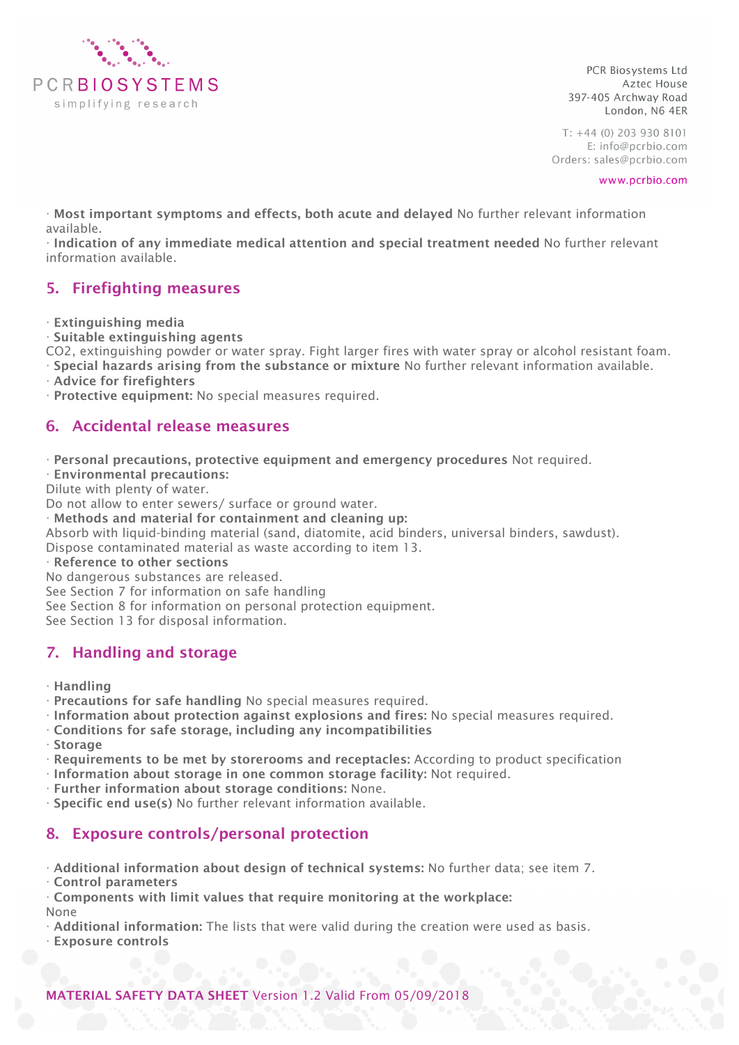· **Most important symptoms and effects, both acute and delayed** No further relevant information available.
· **Indication of any immediate medical attention and special treatment needed** No further relevant information available.

## 5. Firefighting measures

· **Extinguishing media**
· **Suitable extinguishing agents**
$CO_2$, extinguishing powder or water spray. Fight larger fires with water spray or alcohol resistant foam.
· **Special hazards arising from the substance or mixture** No further relevant information available.
· **Advice for firefighters**
· **Protective equipment:** No special measures required.

## 6. Accidental release measures

· **Personal precautions, protective equipment and emergency procedures** Not required.
· **Environmental precautions:**
Dilute with plenty of water.
Do not allow to enter sewers/ surface or ground water.
· **Methods and material for containment and cleaning up:**
Absorb with liquid-binding material (sand, diatomite, acid binders, universal binders, sawdust).
Dispose contaminated material as waste according to item 13.
· **Reference to other sections**
No dangerous substances are released.
See Section 7 for information on safe handling
See Section 8 for information on personal protection equipment.
See Section 13 for disposal information.

## 7. Handling and storage

· **Handling**
· **Precautions for safe handling** No special measures required.
· **Information about protection against explosions and fires:** No special measures required.
· **Conditions for safe storage, including any incompatibilities**
· **Storage**
· **Requirements to be met by storerooms and receptacles:** According to product specification
· **Information about storage in one common storage facility:** Not required.
· **Further information about storage conditions:** None.
· **Specific end use(s)** No further relevant information available.

## 8. Exposure controls/personal protection

· **Additional information about design of technical systems:** No further data; see item 7.
· **Control parameters**
· **Components with limit values that require monitoring at the workplace:**
None
· **Additional information:** The lists that were valid during the creation were used as basis.
· **Exposure controls**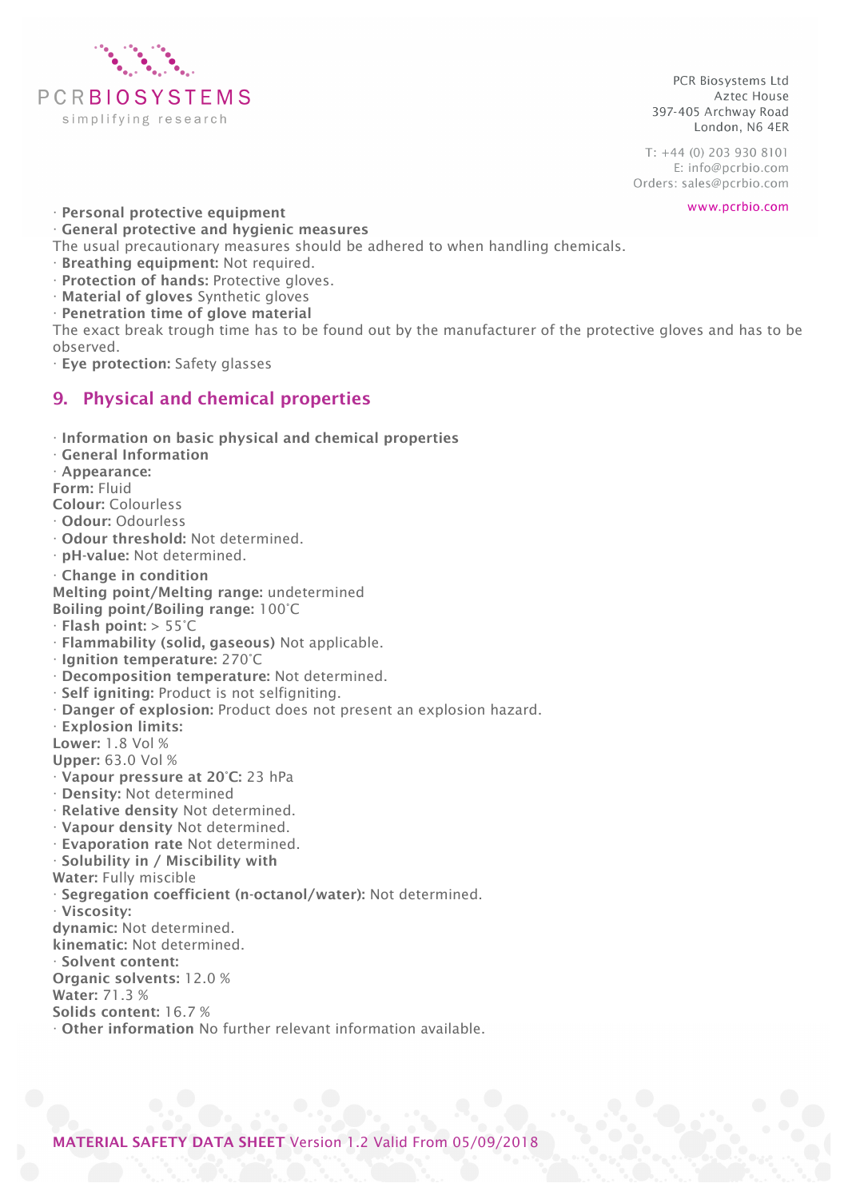· **Personal protective equipment**

· **General protective and hygienic measures**

The usual precautionary measures should be adhered to when handling chemicals.

· **Breathing equipment:** Not required.

· **Protection of hands:** Protective gloves.

· **Material of gloves** Synthetic gloves

· **Penetration time of glove material**

The exact break trough time has to be found out by the manufacturer of the protective gloves and has to be observed.

· **Eye protection:** Safety glasses

## 9. Physical and chemical properties

· **Information on basic physical and chemical properties**

· **General Information**

· **Appearance:**

**Form:** Fluid

**Colour:** Colourless

· **Odour:** Odourless

· **Odour threshold:** Not determined.

· **pH-value:** Not determined.

· **Change in condition**

**Melting point/Melting range:** undetermined

**Boiling point/Boiling range:** 100°C

· **Flash point:** > 55°C

· **Flammability (solid, gaseous)** Not applicable.

· **Ignition temperature:** 270°C

· **Decomposition temperature:** Not determined.

· **Self igniting:** Product is not selfigniting.

· **Danger of explosion:** Product does not present an explosion hazard.

· **Explosion limits:**

**Lower:** 1.8 Vol %

**Upper:** 63.0 Vol %

· **Vapour pressure at 20°C:** 23 hPa

· **Density:** Not determined

· **Relative density** Not determined.

· **Vapour density** Not determined.

· **Evaporation rate** Not determined.

· **Solubility in / Miscibility with**

**Water:** Fully miscible

· **Segregation coefficient (n-octanol/water):** Not determined.

· **Viscosity:**

**dynamic:** Not determined.

**kinematic:** Not determined.

· **Solvent content:**

**Organic solvents:** 12.0 %

**Water:** 71.3 %

**Solids content:** 16.7 %

· **Other information** No further relevant information available.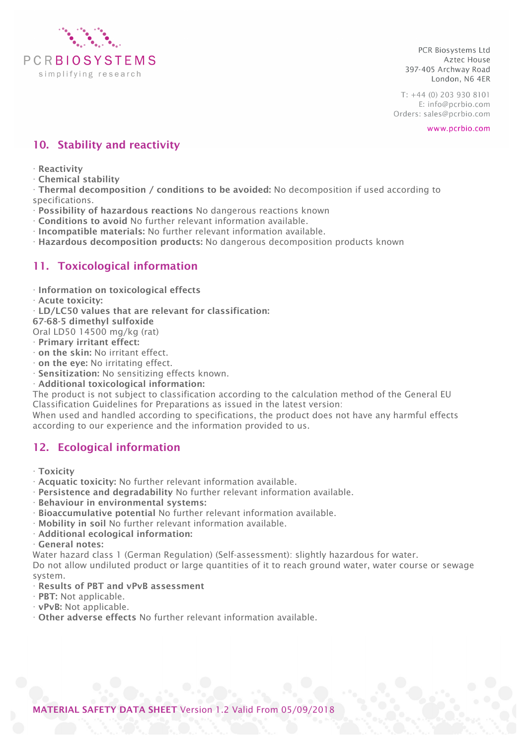## 10. Stability and reactivity

· **Reactivity**
· **Chemical stability**
· **Thermal decomposition / conditions to be avoided:** No decomposition if used according to specifications.
· **Possibility of hazardous reactions** No dangerous reactions known
· **Conditions to avoid** No further relevant information available.
· **Incompatible materials:** No further relevant information available.
· **Hazardous decomposition products:** No dangerous decomposition products known

## 11. Toxicological information

· **Information on toxicological effects**
· **Acute toxicity:**
· **LD/LC50 values that are relevant for classification:**
**67-68-5 dimethyl sulfoxide**
Oral LD50 14500 mg/kg (rat)
· **Primary irritant effect:**
· **on the skin:** No irritant effect.
· **on the eye:** No irritating effect.
· **Sensitization:** No sensitizing effects known.
· **Additional toxicological information:**
The product is not subject to classification according to the calculation method of the General EU Classification Guidelines for Preparations as issued in the latest version:
When used and handled according to specifications, the product does not have any harmful effects according to our experience and the information provided to us.

## 12. Ecological information

· **Toxicity**
· **Acquatic toxicity:** No further relevant information available.
· **Persistence and degradability** No further relevant information available.
· **Behaviour in environmental systems:**
· **Bioaccumulative potential** No further relevant information available.
· **Mobility in soil** No further relevant information available.
· **Additional ecological information:**
· **General notes:**
Water hazard class 1 (German Regulation) (Self-assessment): slightly hazardous for water.
Do not allow undiluted product or large quantities of it to reach ground water, water course or sewage system.
· **Results of PBT and vPvB assessment**
· **PBT:** Not applicable.
· **vPvB:** Not applicable.
· **Other adverse effects** No further relevant information available.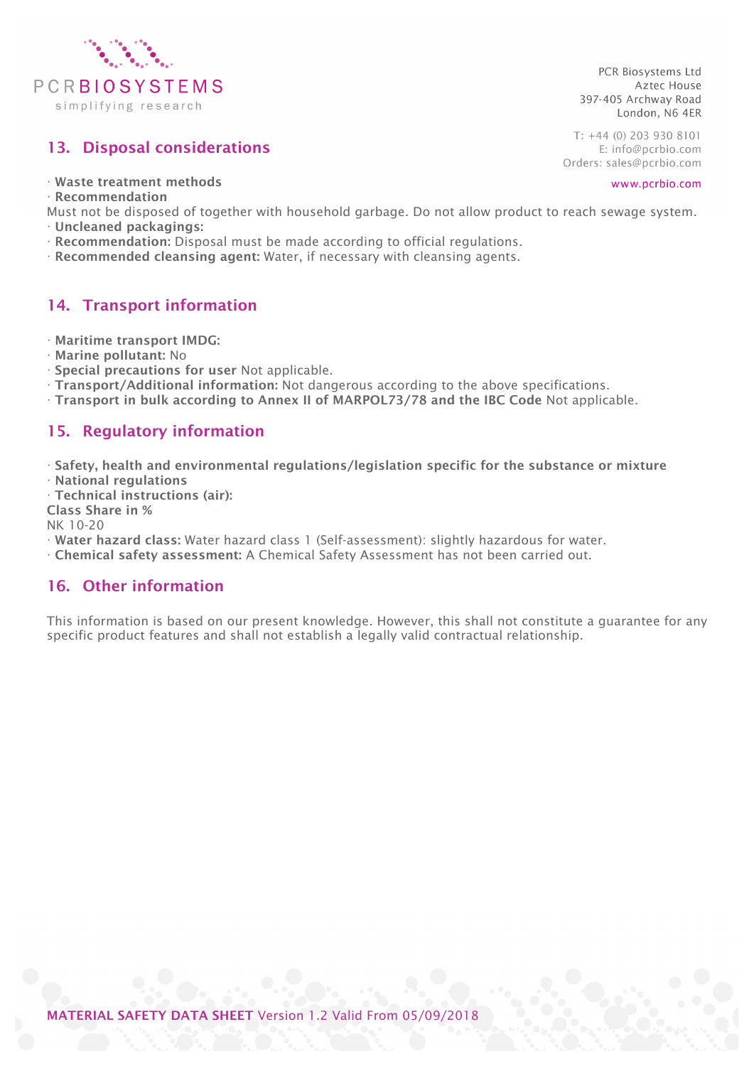## 13. Disposal considerations

· **Waste treatment methods**
· **Recommendation**
Must not be disposed of together with household garbage. Do not allow product to reach sewage system.
· **Uncleaned packagings:**
· **Recommendation:** Disposal must be made according to official regulations.
· **Recommended cleansing agent:** Water, if necessary with cleansing agents.

## 14. Transport information

· **Maritime transport IMDG:**
· **Marine pollutant:** No
· **Special precautions for user** Not applicable.
· **Transport/Additional information:** Not dangerous according to the above specifications.
· **Transport in bulk according to Annex II of MARPOL73/78 and the IBC Code** Not applicable.

## 15. Regulatory information

· **Safety, health and environmental regulations/legislation specific for the substance or mixture**
· **National regulations**
· **Technical instructions (air):**
**Class Share in %**
NK 10-20
· **Water hazard class:** Water hazard class 1 (Self-assessment): slightly hazardous for water.
· **Chemical safety assessment:** A Chemical Safety Assessment has not been carried out.

## 16. Other information

This information is based on our present knowledge. However, this shall not constitute a guarantee for any specific product features and shall not establish a legally valid contractual relationship.